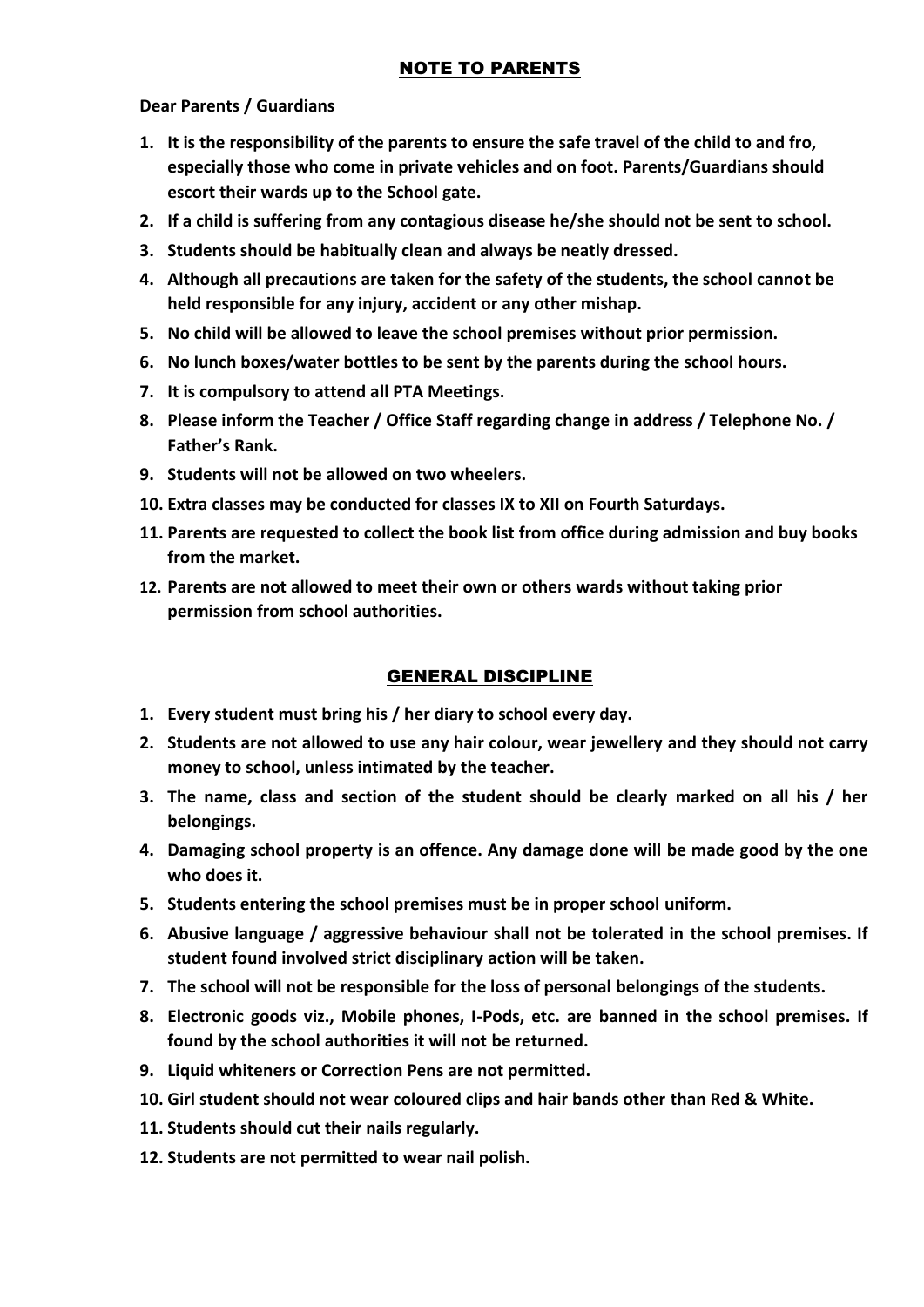## NOTE TO PARENTS

**Dear Parents / Guardians**

1. **It is the responsibility of the parents to ensure the safe travel of the child to and fro, especially those who come in private vehicles and on foot. Parents/Guardians should escort their wards up to the School gate.**
2. **If a child is suffering from any contagious disease he/she should not be sent to school.**
3. **Students should be habitually clean and always be neatly dressed.**
4. **Although all precautions are taken for the safety of the students, the school cannot be held responsible for any injury, accident or any other mishap.**
5. **No child will be allowed to leave the school premises without prior permission.**
6. **No lunch boxes/water bottles to be sent by the parents during the school hours.**
7. **It is compulsory to attend all PTA Meetings.**
8. **Please inform the Teacher / Office Staff regarding change in address / Telephone No. / Father's Rank.**
9. **Students will not be allowed on two wheelers.**
10. **Extra classes may be conducted for classes IX to XII on Fourth Saturdays.**
11. **Parents are requested to collect the book list from office during admission and buy books from the market.**
12. **Parents are not allowed to meet their own or others wards without taking prior permission from school authorities.**

## GENERAL DISCIPLINE

1. **Every student must bring his / her diary to school every day.**
2. **Students are not allowed to use any hair colour, wear jewellery and they should not carry money to school, unless intimated by the teacher.**
3. **The name, class and section of the student should be clearly marked on all his / her belongings.**
4. **Damaging school property is an offence. Any damage done will be made good by the one who does it.**
5. **Students entering the school premises must be in proper school uniform.**
6. **Abusive language / aggressive behaviour shall not be tolerated in the school premises. If student found involved strict disciplinary action will be taken.**
7. **The school will not be responsible for the loss of personal belongings of the students.**
8. **Electronic goods viz., Mobile phones, I-Pods, etc. are banned in the school premises. If found by the school authorities it will not be returned.**
9. **Liquid whiteners or Correction Pens are not permitted.**
10. **Girl student should not wear coloured clips and hair bands other than Red & White.**
11. **Students should cut their nails regularly.**
12. **Students are not permitted to wear nail polish.**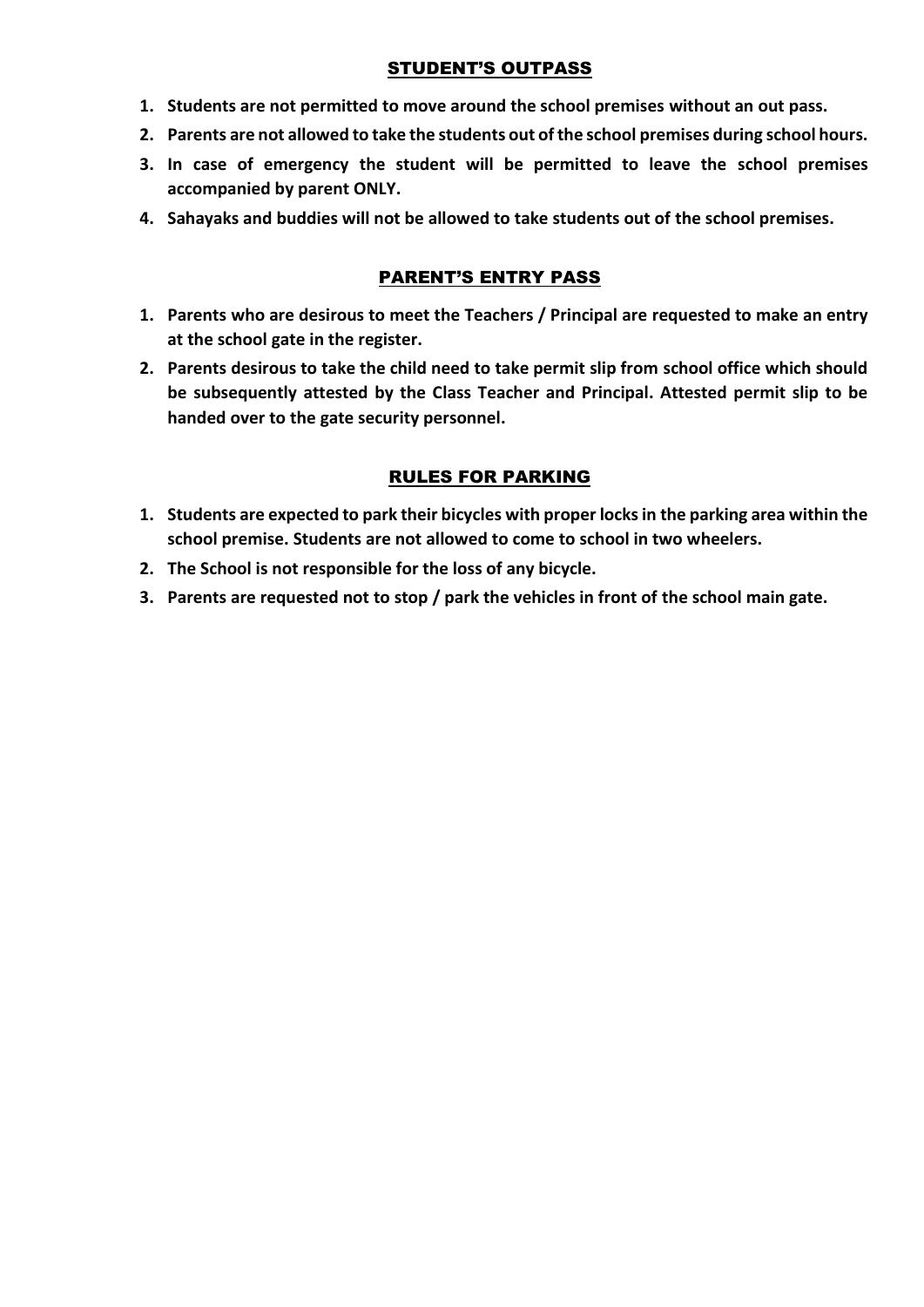## STUDENT'S OUTPASS

1. **Students are not permitted to move around the school premises without an out pass.**
2. **Parents are not allowed to take the students out of the school premises during school hours.**
3. **In case of emergency the student will be permitted to leave the school premises accompanied by parent ONLY.**
4. **Sahayaks and buddies will not be allowed to take students out of the school premises.**

## PARENT'S ENTRY PASS

1. **Parents who are desirous to meet the Teachers / Principal are requested to make an entry at the school gate in the register.**
2. **Parents desirous to take the child need to take permit slip from school office which should be subsequently attested by the Class Teacher and Principal. Attested permit slip to be handed over to the gate security personnel.**

## RULES FOR PARKING

1. **Students are expected to park their bicycles with proper locks in the parking area within the school premise. Students are not allowed to come to school in two wheelers.**
2. **The School is not responsible for the loss of any bicycle.**
3. **Parents are requested not to stop / park the vehicles in front of the school main gate.**